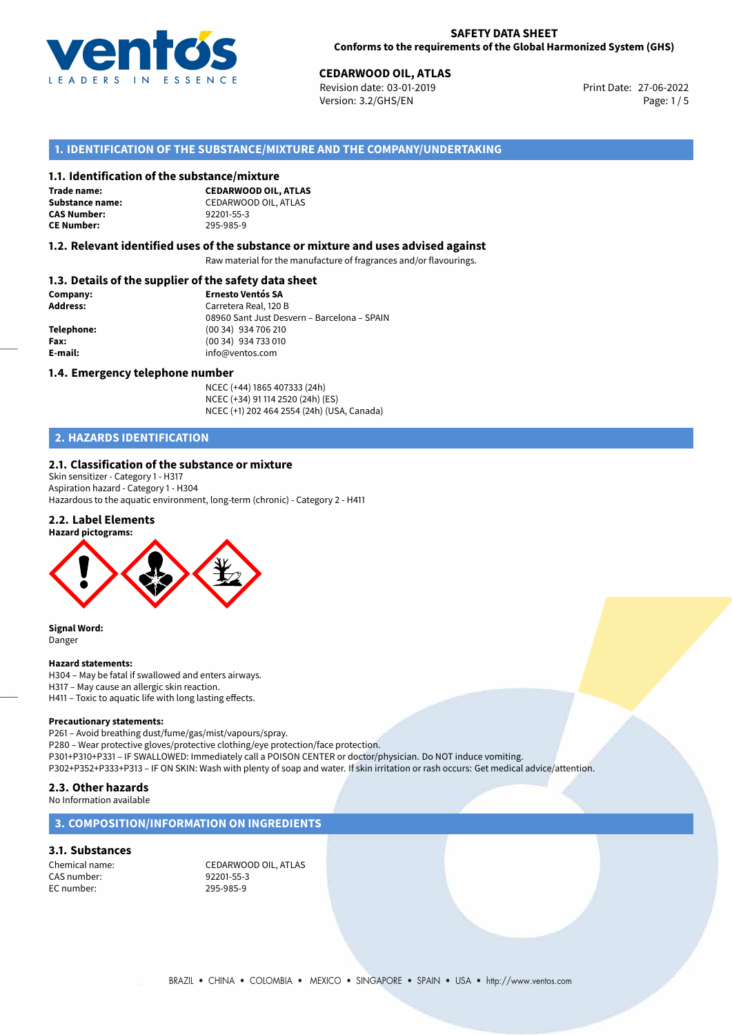# SAFETY DATA SHEET
**Conforms to the requirements of the Global Harmonized System (GHS)**

**CEDARWOOD OIL, ATLAS**
Revision date: 03-01-2019
Version: 3.2/GHS/EN
Print Date: 27-06-2022

## 1. IDENTIFICATION OF THE SUBSTANCE/MIXTURE AND THE COMPANY/UNDERTAKING

### 1.1. Identification of the substance/mixture

| | |
|---|---|
| **Trade name:** | **CEDARWOOD OIL, ATLAS** |
| **Substance name:** | CEDARWOOD OIL, ATLAS |
| **CAS Number:** | 92201-55-3 |
| **CE Number:** | 295-985-9 |

### 1.2. Relevant identified uses of the substance or mixture and uses advised against

Raw material for the manufacture of fragrances and/or flavourings.

### 1.3. Details of the supplier of the safety data sheet

| | |
|---|---|
| **Company:** | **Ernesto Ventós SA** |
| **Address:** | Carretera Real, 120 B<br>08960 Sant Just Desvern – Barcelona – SPAIN |
| **Telephone:** | (00 34) 934 706 210 |
| **Fax:** | (00 34) 934 733 010 |
| **E-mail:** | info@ventos.com |

### 1.4. Emergency telephone number

NCEC (+44) 1865 407333 (24h)
NCEC (+34) 91 114 2520 (24h) (ES)
NCEC (+1) 202 464 2554 (24h) (USA, Canada)

## 2. HAZARDS IDENTIFICATION

### 2.1. Classification of the substance or mixture

Skin sensitizer - Category 1 - H317
Aspiration hazard - Category 1 - H304
Hazardous to the aquatic environment, long-term (chronic) - Category 2 - H411

### 2.2. Label Elements

**Hazard pictograms:**

**Signal Word:**
Danger

**Hazard statements:**
H304 – May be fatal if swallowed and enters airways.
H317 – May cause an allergic skin reaction.
H411 – Toxic to aquatic life with long lasting effects.

**Precautionary statements:**
P261 – Avoid breathing dust/fume/gas/mist/vapours/spray.
P280 – Wear protective gloves/protective clothing/eye protection/face protection.
P301+P310+P331 – IF SWALLOWED: Immediately call a POISON CENTER or doctor/physician. Do NOT induce vomiting.
P302+P352+P333+P313 – IF ON SKIN: Wash with plenty of soap and water. If skin irritation or rash occurs: Get medical advice/attention.

### 2.3. Other hazards

No Information available

## 3. COMPOSITION/INFORMATION ON INGREDIENTS

### 3.1. Substances

| | |
|---|---|
| Chemical name: | CEDARWOOD OIL, ATLAS |
| CAS number: | 92201-55-3 |
| EC number: | 295-985-9 |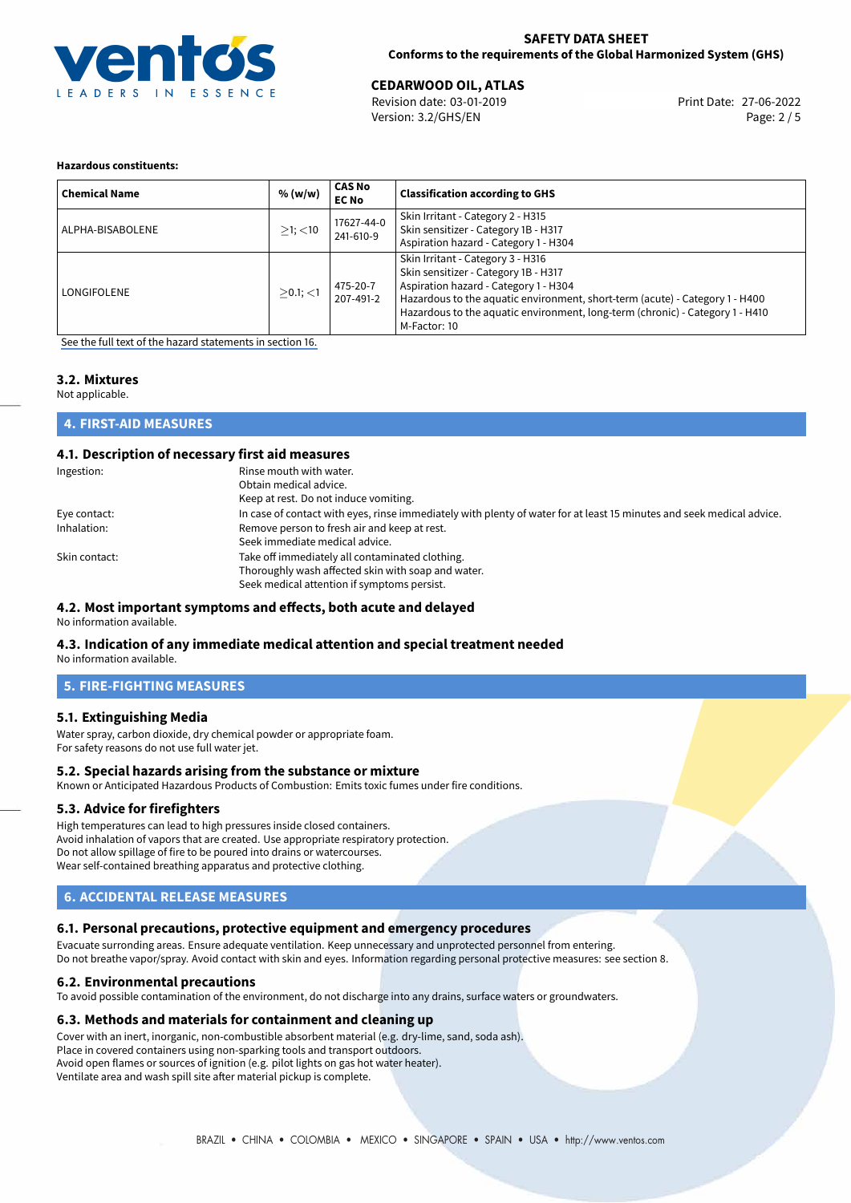**Hazardous constituents:**

| Chemical Name | % (w/w) | CAS No EC No | Classification according to GHS |
|---|---|---|---|
| ALPHA-BISABOLENE | ≥1; <10 | 17627-44-0 241-610-9 | Skin Irritant - Category 2 - H315<br>Skin sensitizer - Category 1B - H317<br>Aspiration hazard - Category 1 - H304 |
| LONGIFOLENE | ≥0.1; <1 | 475-20-7 207-491-2 | Skin Irritant - Category 3 - H316<br>Skin sensitizer - Category 1B - H317<br>Aspiration hazard - Category 1 - H304<br>Hazardous to the aquatic environment, short-term (acute) - Category 1 - H400<br>Hazardous to the aquatic environment, long-term (chronic) - Category 1 - H410<br>M-Factor: 10 |

See the full text of the hazard statements in section 16.

### 3.2. Mixtures

Not applicable.

## 4. FIRST-AID MEASURES

### 4.1. Description of necessary first aid measures

Ingestion: Rinse mouth with water.
Obtain medical advice.
Keep at rest. Do not induce vomiting.

Eye contact: In case of contact with eyes, rinse immediately with plenty of water for at least 15 minutes and seek medical advice.

Inhalation: Remove person to fresh air and keep at rest.
Seek immediate medical advice.

Skin contact: Take off immediately all contaminated clothing.
Thoroughly wash affected skin with soap and water.
Seek medical attention if symptoms persist.

### 4.2. Most important symptoms and effects, both acute and delayed

No information available.

### 4.3. Indication of any immediate medical attention and special treatment needed

No information available.

## 5. FIRE-FIGHTING MEASURES

### 5.1. Extinguishing Media

Water spray, carbon dioxide, dry chemical powder or appropriate foam.
For safety reasons do not use full water jet.

### 5.2. Special hazards arising from the substance or mixture

Known or Anticipated Hazardous Products of Combustion: Emits toxic fumes under fire conditions.

### 5.3. Advice for firefighters

High temperatures can lead to high pressures inside closed containers.
Avoid inhalation of vapors that are created. Use appropriate respiratory protection.
Do not allow spillage of fire to be poured into drains or watercourses.
Wear self-contained breathing apparatus and protective clothing.

## 6. ACCIDENTAL RELEASE MEASURES

### 6.1. Personal precautions, protective equipment and emergency procedures

Evacuate surrounding areas. Ensure adequate ventilation. Keep unnecessary and unprotected personnel from entering.
Do not breathe vapor/spray. Avoid contact with skin and eyes. Information regarding personal protective measures: see section 8.

### 6.2. Environmental precautions

To avoid possible contamination of the environment, do not discharge into any drains, surface waters or groundwaters.

### 6.3. Methods and materials for containment and cleaning up

Cover with an inert, inorganic, non-combustible absorbent material (e.g. dry-lime, sand, soda ash).
Place in covered containers using non-sparking tools and transport outdoors.
Avoid open flames or sources of ignition (e.g. pilot lights on gas hot water heater).
Ventilate area and wash spill site after material pickup is complete.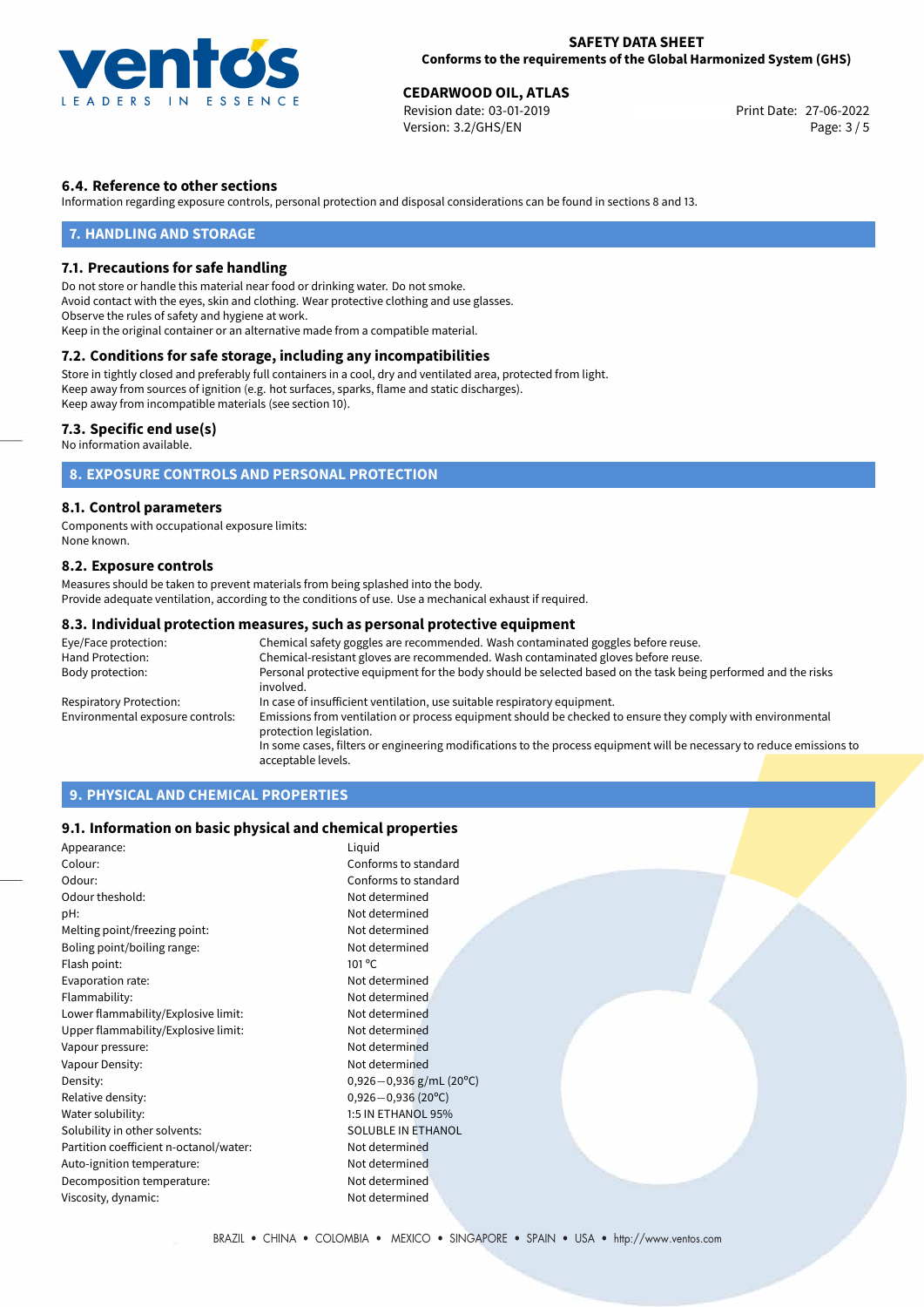### 6.4. Reference to other sections

Information regarding exposure controls, personal protection and disposal considerations can be found in sections 8 and 13.

## 7. HANDLING AND STORAGE

### 7.1. Precautions for safe handling

Do not store or handle this material near food or drinking water. Do not smoke.
Avoid contact with the eyes, skin and clothing. Wear protective clothing and use glasses.
Observe the rules of safety and hygiene at work.
Keep in the original container or an alternative made from a compatible material.

### 7.2. Conditions for safe storage, including any incompatibilities

Store in tightly closed and preferably full containers in a cool, dry and ventilated area, protected from light.
Keep away from sources of ignition (e.g. hot surfaces, sparks, flame and static discharges).
Keep away from incompatible materials (see section 10).

### 7.3. Specific end use(s)

No information available.

## 8. EXPOSURE CONTROLS AND PERSONAL PROTECTION

### 8.1. Control parameters

Components with occupational exposure limits:
None known.

### 8.2. Exposure controls

Measures should be taken to prevent materials from being splashed into the body.
Provide adequate ventilation, according to the conditions of use. Use a mechanical exhaust if required.

### 8.3. Individual protection measures, such as personal protective equipment

| | |
|---|---|
| Eye/Face protection: | Chemical safety goggles are recommended. Wash contaminated goggles before reuse. |
| Hand Protection: | Chemical-resistant gloves are recommended. Wash contaminated gloves before reuse. |
| Body protection: | Personal protective equipment for the body should be selected based on the task being performed and the risks involved. |
| Respiratory Protection: | In case of insufficient ventilation, use suitable respiratory equipment. |
| Environmental exposure controls: | Emissions from ventilation or process equipment should be checked to ensure they comply with environmental protection legislation. In some cases, filters or engineering modifications to the process equipment will be necessary to reduce emissions to acceptable levels. |

## 9. PHYSICAL AND CHEMICAL PROPERTIES

### 9.1. Information on basic physical and chemical properties

| | |
|---|---|
| Appearance: | Liquid |
| Colour: | Conforms to standard |
| Odour: | Conforms to standard |
| Odour theshold: | Not determined |
| pH: | Not determined |
| Melting point/freezing point: | Not determined |
| Boling point/boiling range: | Not determined |
| Flash point: | 101 °C |
| Evaporation rate: | Not determined |
| Flammability: | Not determined |
| Lower flammability/Explosive limit: | Not determined |
| Upper flammability/Explosive limit: | Not determined |
| Vapour pressure: | Not determined |
| Vapour Density: | Not determined |
| Density: | 0,926−0,936 g/mL (20°C) |
| Relative density: | 0,926−0,936 (20°C) |
| Water solubility: | 1:5 IN ETHANOL 95% |
| Solubility in other solvents: | SOLUBLE IN ETHANOL |
| Partition coefficient n-octanol/water: | Not determined |
| Auto-ignition temperature: | Not determined |
| Decomposition temperature: | Not determined |
| Viscosity, dynamic: | Not determined |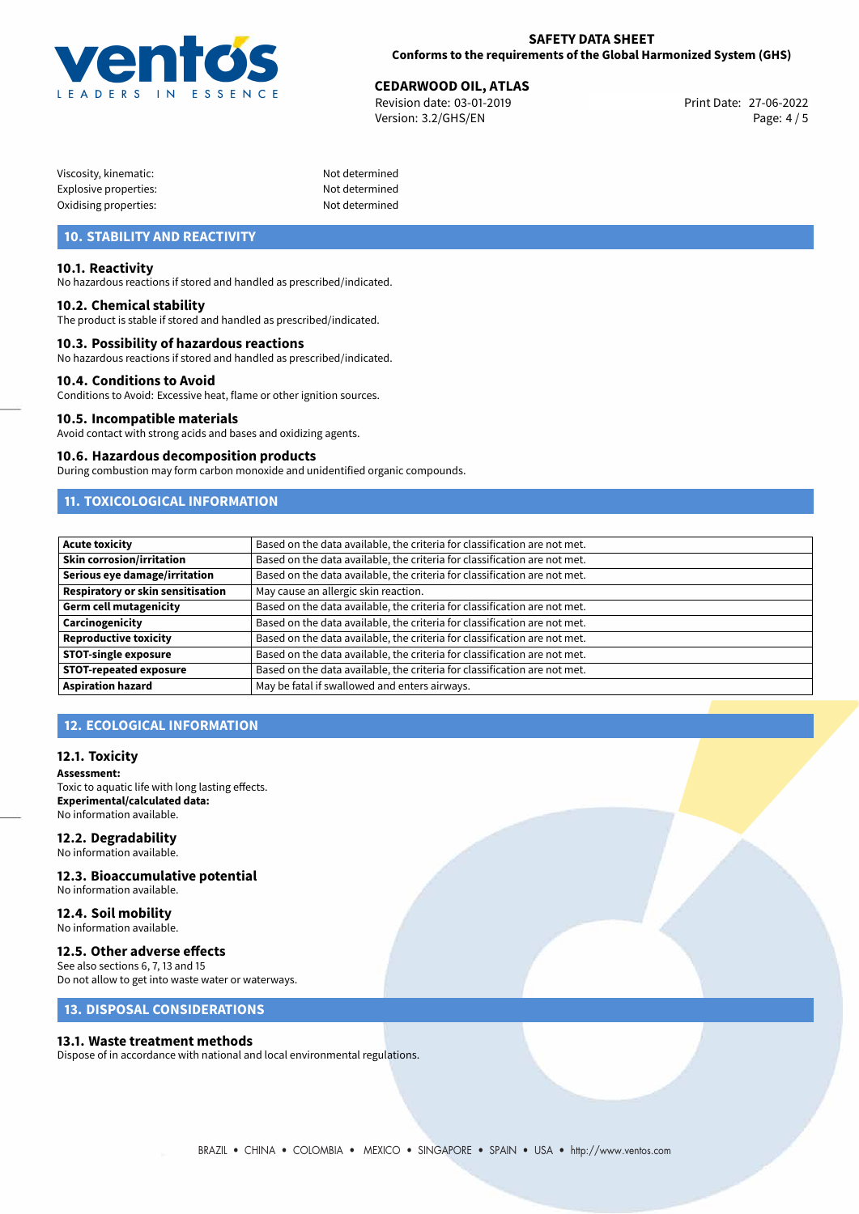| | |
|---|---|
| Viscosity, kinematic: | Not determined |
| Explosive properties: | Not determined |
| Oxidising properties: | Not determined |

## 10. STABILITY AND REACTIVITY

### 10.1. Reactivity
No hazardous reactions if stored and handled as prescribed/indicated.

### 10.2. Chemical stability
The product is stable if stored and handled as prescribed/indicated.

### 10.3. Possibility of hazardous reactions
No hazardous reactions if stored and handled as prescribed/indicated.

### 10.4. Conditions to Avoid
Conditions to Avoid: Excessive heat, flame or other ignition sources.

### 10.5. Incompatible materials
Avoid contact with strong acids and bases and oxidizing agents.

### 10.6. Hazardous decomposition products
During combustion may form carbon monoxide and unidentified organic compounds.

## 11. TOXICOLOGICAL INFORMATION

| | |
|---|---|
| **Acute toxicity** | Based on the data available, the criteria for classification are not met. |
| **Skin corrosion/irritation** | Based on the data available, the criteria for classification are not met. |
| **Serious eye damage/irritation** | Based on the data available, the criteria for classification are not met. |
| **Respiratory or skin sensitisation** | May cause an allergic skin reaction. |
| **Germ cell mutagenicity** | Based on the data available, the criteria for classification are not met. |
| **Carcinogenicity** | Based on the data available, the criteria for classification are not met. |
| **Reproductive toxicity** | Based on the data available, the criteria for classification are not met. |
| **STOT-single exposure** | Based on the data available, the criteria for classification are not met. |
| **STOT-repeated exposure** | Based on the data available, the criteria for classification are not met. |
| **Aspiration hazard** | May be fatal if swallowed and enters airways. |

## 12. ECOLOGICAL INFORMATION

### 12.1. Toxicity
**Assessment:**
Toxic to aquatic life with long lasting effects.
**Experimental/calculated data:**
No information available.

### 12.2. Degradability
No information available.

### 12.3. Bioaccumulative potential
No information available.

### 12.4. Soil mobility
No information available.

### 12.5. Other adverse effects
See also sections 6, 7, 13 and 15
Do not allow to get into waste water or waterways.

## 13. DISPOSAL CONSIDERATIONS

### 13.1. Waste treatment methods
Dispose of in accordance with national and local environmental regulations.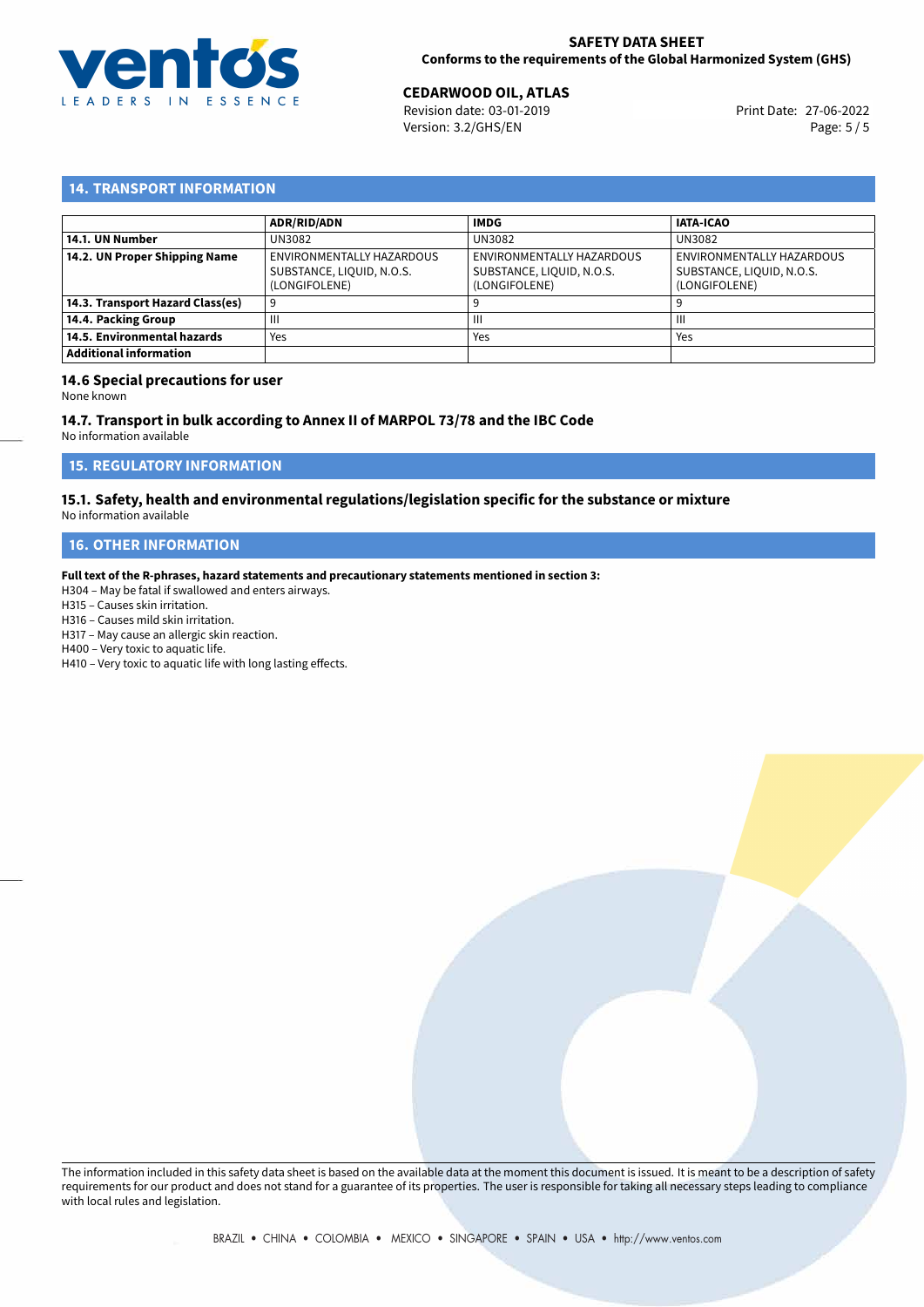## 14. TRANSPORT INFORMATION

| | ADR/RID/ADN | IMDG | IATA-ICAO |
|---|---|---|---|
| **14.1. UN Number** | UN3082 | UN3082 | UN3082 |
| **14.2. UN Proper Shipping Name** | ENVIRONMENTALLY HAZARDOUS SUBSTANCE, LIQUID, N.O.S. (LONGIFOLENE) | ENVIRONMENTALLY HAZARDOUS SUBSTANCE, LIQUID, N.O.S. (LONGIFOLENE) | ENVIRONMENTALLY HAZARDOUS SUBSTANCE, LIQUID, N.O.S. (LONGIFOLENE) |
| **14.3. Transport Hazard Class(es)** | 9 | 9 | 9 |
| **14.4. Packing Group** | III | III | III |
| **14.5. Environmental hazards** | Yes | Yes | Yes |
| **Additional information** | | | |

### 14.6 Special precautions for user

None known

### 14.7. Transport in bulk according to Annex II of MARPOL 73/78 and the IBC Code

No information available

## 15. REGULATORY INFORMATION

### 15.1. Safety, health and environmental regulations/legislation specific for the substance or mixture

No information available

## 16. OTHER INFORMATION

**Full text of the R-phrases, hazard statements and precautionary statements mentioned in section 3:**

H304 – May be fatal if swallowed and enters airways.
H315 – Causes skin irritation.
H316 – Causes mild skin irritation.
H317 – May cause an allergic skin reaction.
H400 – Very toxic to aquatic life.
H410 – Very toxic to aquatic life with long lasting effects.

The information included in this safety data sheet is based on the available data at the moment this document is issued. It is meant to be a description of safety requirements for our product and does not stand for a guarantee of its properties. The user is responsible for taking all necessary steps leading to compliance with local rules and legislation.